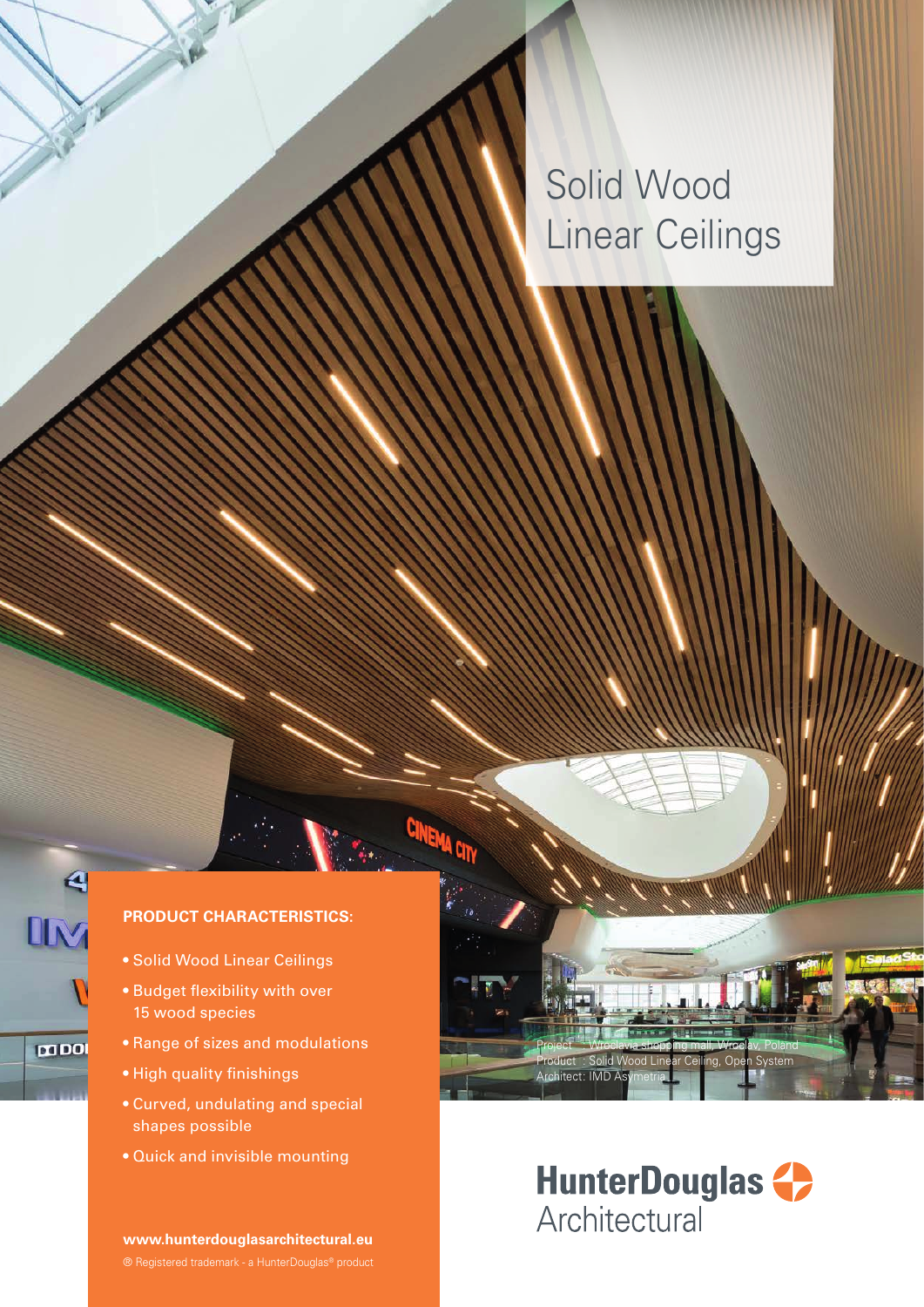# Solid Wood Linear Ceilings

Project : Wroclavia shopping mall, Wroclaw, Poland
Product : Solid Wood Linear Ceiling, Open System
Architect: IMD Asymetria

**PRODUCT CHARACTERISTICS:**

- Solid Wood Linear Ceilings
- Budget flexibility with over 15 wood species
- Range of sizes and modulations
- High quality finishings
- Curved, undulating and special shapes possible
- Quick and invisible mounting

**www.hunterdouglasarchitectural.eu**

® Registered trademark - a HunterDouglas® product

HunterDouglas Architectural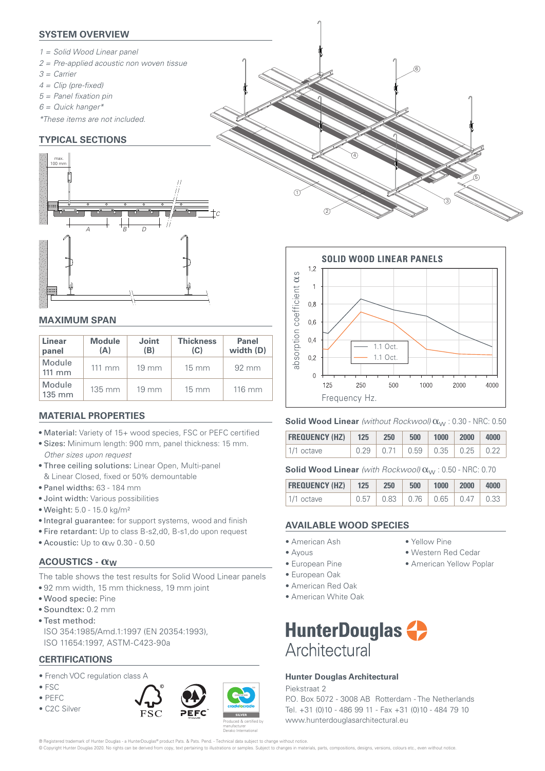## SYSTEM OVERVIEW

*1 = Solid Wood Linear panel*
*2 = Pre-applied acoustic non woven tissue*
*3 = Carrier*
*4 = Clip (pre-fixed)*
*5 = Panel fixation pin*
*6 = Quick hanger**
**These items are not included.*

1
2
3
4
5
6

## TYPICAL SECTIONS

max. 100 mm
A
B
D
C

## MAXIMUM SPAN

| Linear panel | Module (A) | Joint (B) | Thickness (C) | Panel width (D) |
|---|---|---|---|---|
| Module 111 mm | 111 mm | 19 mm | 15 mm | 92 mm |
| Module 135 mm | 135 mm | 19 mm | 15 mm | 116 mm |

## MATERIAL PROPERTIES

- **Material:** Variety of 15+ wood species, FSC or PEFC certified
- **Sizes:** Minimum length: 900 mm, panel thickness: 15 mm. *Other sizes upon request*
- **Three ceiling solutions:** Linear Open, Multi-panel & Linear Closed, fixed or 50% demountable
- **Panel widths:** 63 - 184 mm
- **Joint width:** Various possibilities
- **Weight:** 5.0 - 15.0 kg/m²
- **Integral guarantee:** for support systems, wood and finish
- **Fire retardant:** Up to class B-s2,d0, B-s1,do upon request
- **Acoustic:** Up to $\alpha_W$ 0.30 - 0.50

## ACOUSTICS - $\alpha_W$

The table shows the test results for Solid Wood Linear panels

- 92 mm width, 15 mm thickness, 19 mm joint
- **Wood specie:** Pine
- **Soundtex:** 0.2 mm
- **Test method:**
  ISO 354:1985/Amd.1:1997 (EN 20354:1993), ISO 11654:1997, ASTM-C423-90a

## CERTIFICATIONS

- French VOC regulation class A
- FSC
- PEFC
- C2C Silver

FSC
PEFC
cradletocradle SILVER
Produced & certified by manufacturer Derako International

SOLID WOOD LINEAR PANELS
absorption coefficient αs
1,2
1
0,8
0,6
0,4
0,2
0
125
250
500
1000
2000
4000
Frequency Hz.
1.1 Oct.
1.1 Oct.

**Solid Wood Linear** *(without Rockwool)* $\alpha_W$ : 0.30 - NRC: 0.50

| FREQUENCY (HZ) | 125 | 250 | 500 | 1000 | 2000 | 4000 |
|---|---|---|---|---|---|---|
| 1/1 octave | 0.29 | 0.71 | 0.59 | 0.35 | 0.25 | 0.22 |

**Solid Wood Linear** *(with Rockwool)* $\alpha_W$ : 0.50 - NRC: 0.70

| FREQUENCY (HZ) | 125 | 250 | 500 | 1000 | 2000 | 4000 |
|---|---|---|---|---|---|---|
| 1/1 octave | 0.57 | 0.83 | 0.76 | 0.65 | 0.47 | 0.33 |

## AVAILABLE WOOD SPECIES

- American Ash
- Ayous
- European Pine
- European Oak
- American Red Oak
- American White Oak
- Yellow Pine
- Western Red Cedar
- American Yellow Poplar

HunterDouglas Architectural

**Hunter Douglas Architectural**
Piekstraat 2
P.O. Box 5072 - 3008 AB Rotterdam - The Netherlands
Tel. +31 (0)10 - 486 99 11 - Fax +31 (0)10 - 484 79 10
www.hunterdouglasarchitectural.eu

® Registered trademark of Hunter Douglas - a HunterDouglas® product Pats. & Pats. Pend. - Technical data subject to change without notice.
© Copyright Hunter Douglas 2020. No rights can be derived from copy, text pertaining to illustrations or samples. Subject to changes in materials, parts, compositions, designs, versions, colours etc., even without notice.